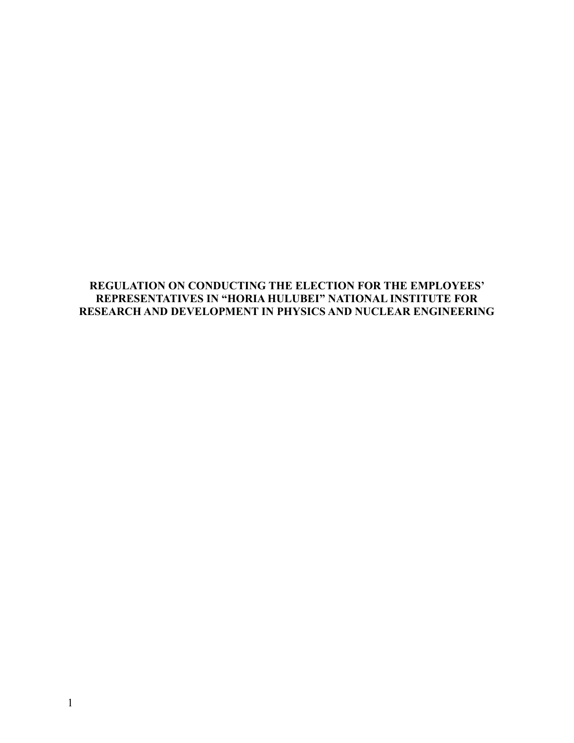# REGULATION ON CONDUCTING THE ELECTION FOR THE EMPLOYEES' REPRESENTATIVES IN "HORIA HULUBEI" NATIONAL INSTITUTE FOR RESEARCH AND DEVELOPMENT IN PHYSICS AND NUCLEAR ENGINEERING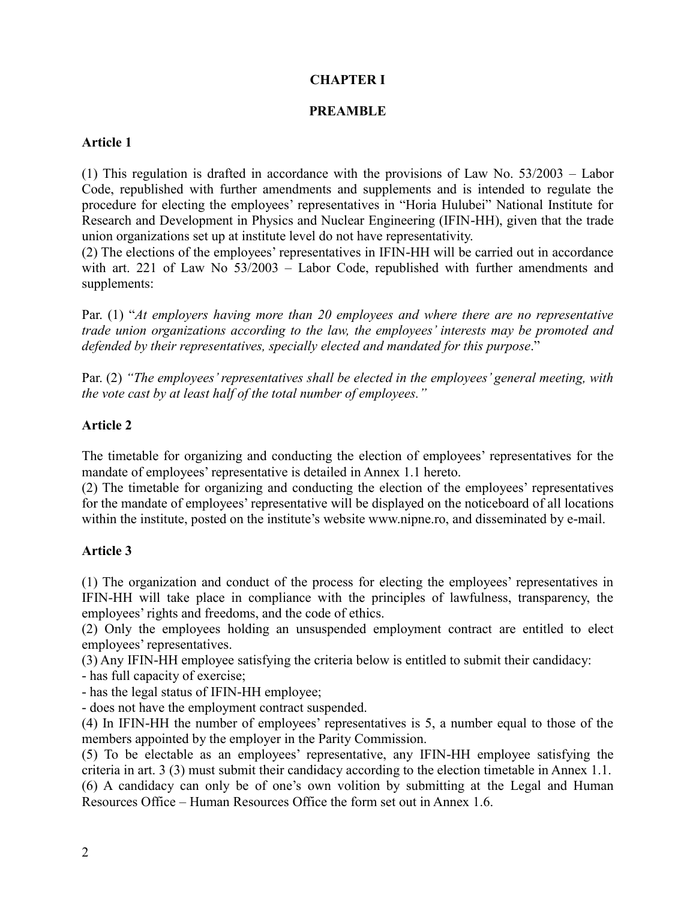# CHAPTER I

## PREAMBLE

### Article 1

(1) This regulation is drafted in accordance with the provisions of Law No. 53/2003 – Labor Code, republished with further amendments and supplements and is intended to regulate the procedure for electing the employees' representatives in "Horia Hulubei" National Institute for Research and Development in Physics and Nuclear Engineering (IFIN-HH), given that the trade union organizations set up at institute level do not have representativity.

(2) The elections of the employees' representatives in IFIN-HH will be carried out in accordance with art. 221 of Law No 53/2003 – Labor Code, republished with further amendments and supplements:

Par. (1) "*At employers having more than 20 employees and where there are no representative trade union organizations according to the law, the employees' interests may be promoted and defended by their representatives, specially elected and mandated for this purpose*."

Par. (2) *"The employees' representatives shall be elected in the employees' general meeting, with the vote cast by at least half of the total number of employees."*

### Article 2

The timetable for organizing and conducting the election of employees' representatives for the mandate of employees' representative is detailed in Annex 1.1 hereto.

(2) The timetable for organizing and conducting the election of the employees' representatives for the mandate of employees' representative will be displayed on the noticeboard of all locations within the institute, posted on the institute's website www.nipne.ro, and disseminated by e-mail.

### Article 3

(1) The organization and conduct of the process for electing the employees' representatives in IFIN-HH will take place in compliance with the principles of lawfulness, transparency, the employees' rights and freedoms, and the code of ethics.

(2) Only the employees holding an unsuspended employment contract are entitled to elect employees' representatives.

(3) Any IFIN-HH employee satisfying the criteria below is entitled to submit their candidacy:

- has full capacity of exercise;
- has the legal status of IFIN-HH employee;
- does not have the employment contract suspended.

(4) In IFIN-HH the number of employees' representatives is 5, a number equal to those of the members appointed by the employer in the Parity Commission.

(5) To be electable as an employees' representative, any IFIN-HH employee satisfying the criteria in art. 3 (3) must submit their candidacy according to the election timetable in Annex 1.1.

(6) A candidacy can only be of one's own volition by submitting at the Legal and Human Resources Office – Human Resources Office the form set out in Annex 1.6.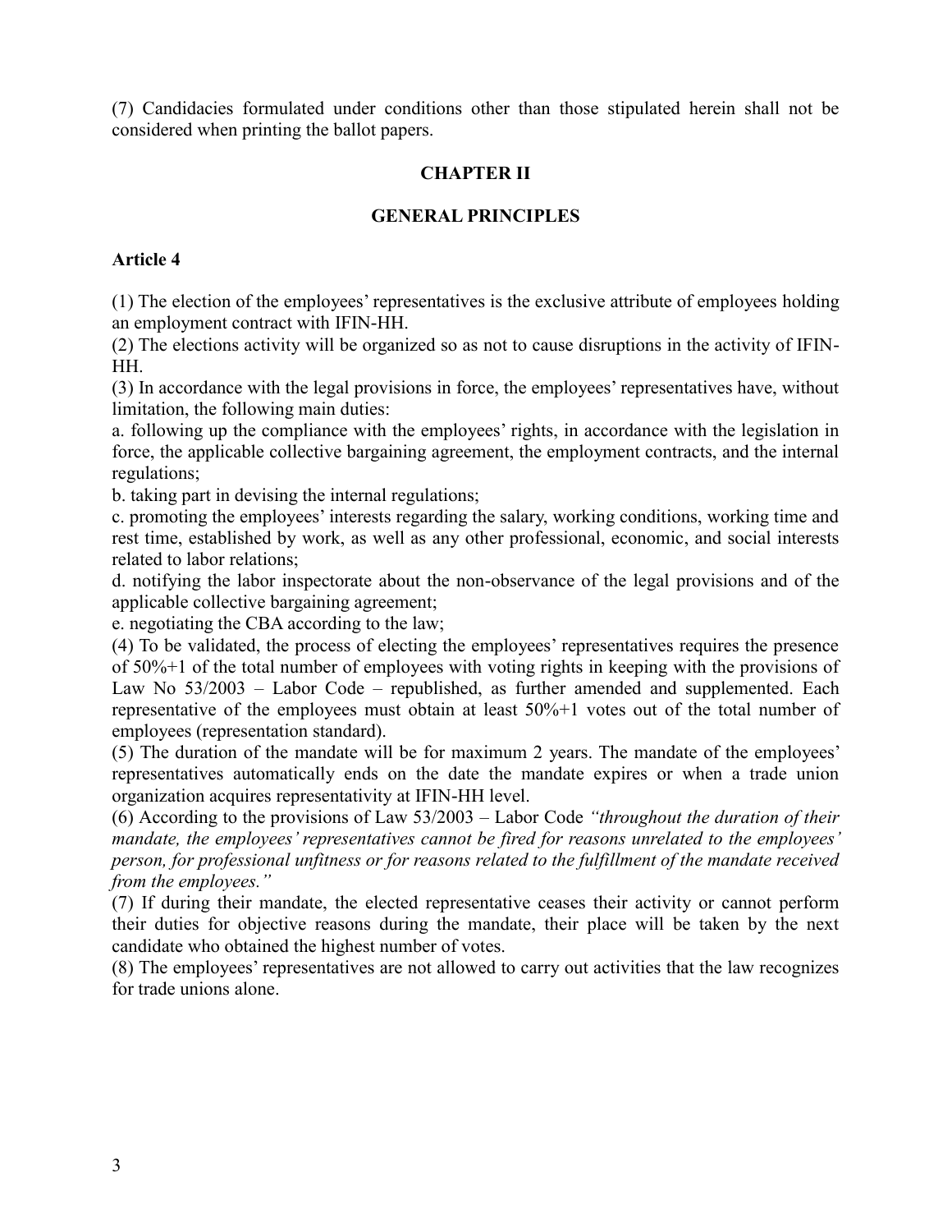(7) Candidacies formulated under conditions other than those stipulated herein shall not be considered when printing the ballot papers.

## CHAPTER II

## GENERAL PRINCIPLES

### Article 4

(1) The election of the employees' representatives is the exclusive attribute of employees holding an employment contract with IFIN-HH.

(2) The elections activity will be organized so as not to cause disruptions in the activity of IFIN-HH.

(3) In accordance with the legal provisions in force, the employees' representatives have, without limitation, the following main duties:

a. following up the compliance with the employees' rights, in accordance with the legislation in force, the applicable collective bargaining agreement, the employment contracts, and the internal regulations;

b. taking part in devising the internal regulations;

c. promoting the employees' interests regarding the salary, working conditions, working time and rest time, established by work, as well as any other professional, economic, and social interests related to labor relations;

d. notifying the labor inspectorate about the non-observance of the legal provisions and of the applicable collective bargaining agreement;

e. negotiating the CBA according to the law;

(4) To be validated, the process of electing the employees' representatives requires the presence of 50%+1 of the total number of employees with voting rights in keeping with the provisions of Law No 53/2003 – Labor Code – republished, as further amended and supplemented. Each representative of the employees must obtain at least 50%+1 votes out of the total number of employees (representation standard).

(5) The duration of the mandate will be for maximum 2 years. The mandate of the employees' representatives automatically ends on the date the mandate expires or when a trade union organization acquires representativity at IFIN-HH level.

(6) According to the provisions of Law 53/2003 – Labor Code *"throughout the duration of their mandate, the employees' representatives cannot be fired for reasons unrelated to the employees' person, for professional unfitness or for reasons related to the fulfillment of the mandate received from the employees."*

(7) If during their mandate, the elected representative ceases their activity or cannot perform their duties for objective reasons during the mandate, their place will be taken by the next candidate who obtained the highest number of votes.

(8) The employees' representatives are not allowed to carry out activities that the law recognizes for trade unions alone.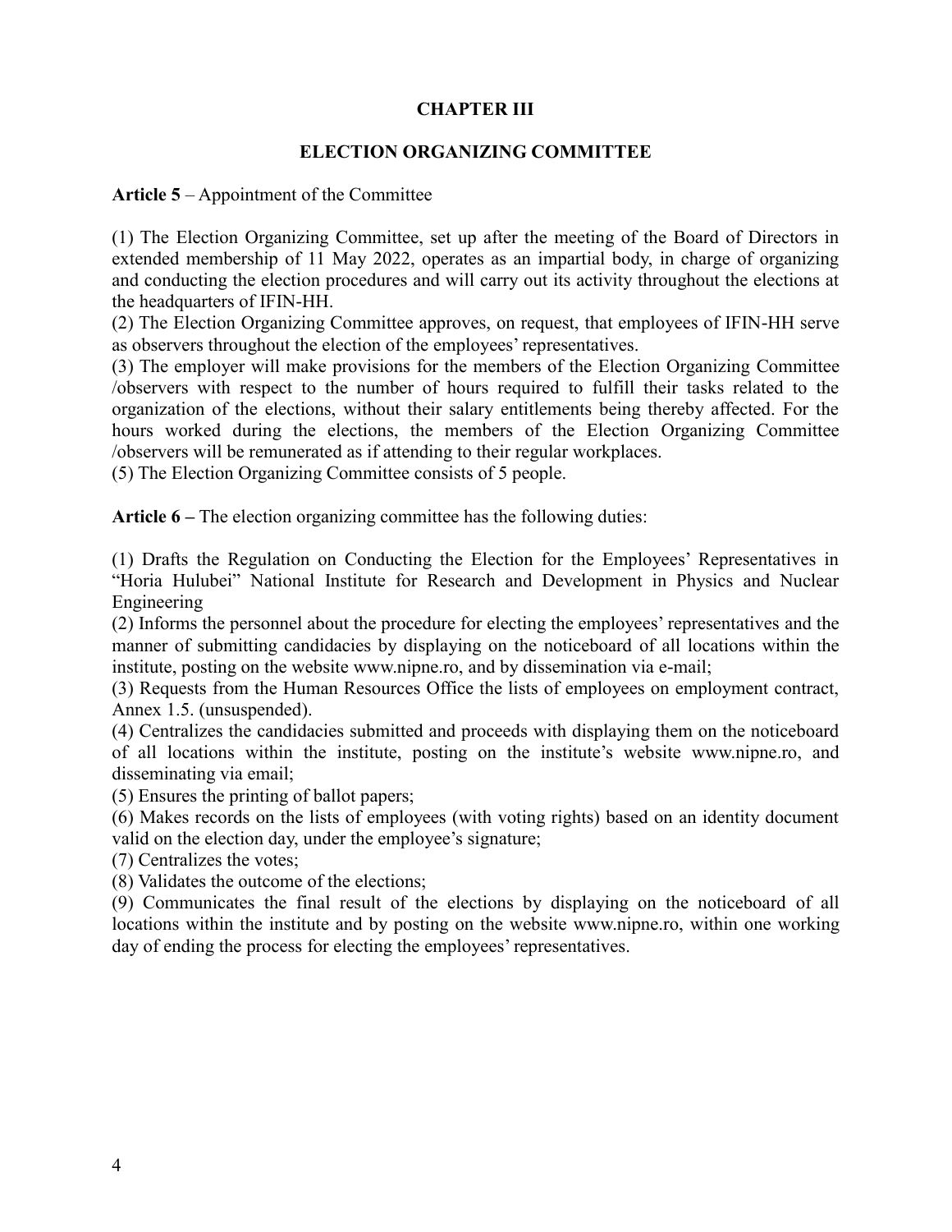## CHAPTER III

## ELECTION ORGANIZING COMMITTEE

**Article 5** – Appointment of the Committee

(1) The Election Organizing Committee, set up after the meeting of the Board of Directors in extended membership of 11 May 2022, operates as an impartial body, in charge of organizing and conducting the election procedures and will carry out its activity throughout the elections at the headquarters of IFIN-HH.

(2) The Election Organizing Committee approves, on request, that employees of IFIN-HH serve as observers throughout the election of the employees' representatives.

(3) The employer will make provisions for the members of the Election Organizing Committee /observers with respect to the number of hours required to fulfill their tasks related to the organization of the elections, without their salary entitlements being thereby affected. For the hours worked during the elections, the members of the Election Organizing Committee /observers will be remunerated as if attending to their regular workplaces.

(5) The Election Organizing Committee consists of 5 people.

**Article 6 –** The election organizing committee has the following duties:

(1) Drafts the Regulation on Conducting the Election for the Employees' Representatives in "Horia Hulubei" National Institute for Research and Development in Physics and Nuclear Engineering

(2) Informs the personnel about the procedure for electing the employees' representatives and the manner of submitting candidacies by displaying on the noticeboard of all locations within the institute, posting on the website www.nipne.ro, and by dissemination via e-mail;

(3) Requests from the Human Resources Office the lists of employees on employment contract, Annex 1.5. (unsuspended).

(4) Centralizes the candidacies submitted and proceeds with displaying them on the noticeboard of all locations within the institute, posting on the institute's website www.nipne.ro, and disseminating via email;

(5) Ensures the printing of ballot papers;

(6) Makes records on the lists of employees (with voting rights) based on an identity document valid on the election day, under the employee's signature;

(7) Centralizes the votes;

(8) Validates the outcome of the elections;

(9) Communicates the final result of the elections by displaying on the noticeboard of all locations within the institute and by posting on the website www.nipne.ro, within one working day of ending the process for electing the employees' representatives.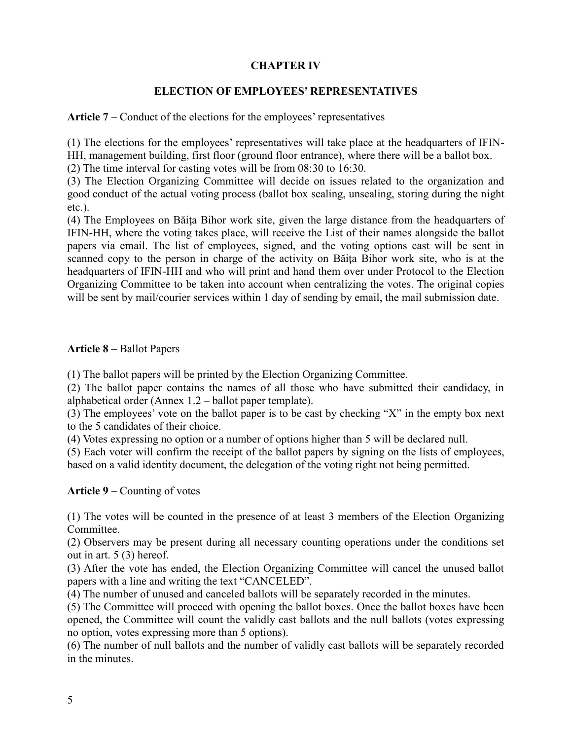## CHAPTER IV

## ELECTION OF EMPLOYEES' REPRESENTATIVES

**Article 7** – Conduct of the elections for the employees' representatives

(1) The elections for the employees' representatives will take place at the headquarters of IFIN-HH, management building, first floor (ground floor entrance), where there will be a ballot box.
(2) The time interval for casting votes will be from 08:30 to 16:30.
(3) The Election Organizing Committee will decide on issues related to the organization and good conduct of the actual voting process (ballot box sealing, unsealing, storing during the night etc.).
(4) The Employees on Băiţa Bihor work site, given the large distance from the headquarters of IFIN-HH, where the voting takes place, will receive the List of their names alongside the ballot papers via email. The list of employees, signed, and the voting options cast will be sent in scanned copy to the person in charge of the activity on Băiţa Bihor work site, who is at the headquarters of IFIN-HH and who will print and hand them over under Protocol to the Election Organizing Committee to be taken into account when centralizing the votes. The original copies will be sent by mail/courier services within 1 day of sending by email, the mail submission date.

**Article 8** – Ballot Papers

(1) The ballot papers will be printed by the Election Organizing Committee.
(2) The ballot paper contains the names of all those who have submitted their candidacy, in alphabetical order (Annex 1.2 – ballot paper template).
(3) The employees' vote on the ballot paper is to be cast by checking "X" in the empty box next to the 5 candidates of their choice.
(4) Votes expressing no option or a number of options higher than 5 will be declared null.
(5) Each voter will confirm the receipt of the ballot papers by signing on the lists of employees, based on a valid identity document, the delegation of the voting right not being permitted.

**Article 9** – Counting of votes

(1) The votes will be counted in the presence of at least 3 members of the Election Organizing Committee.
(2) Observers may be present during all necessary counting operations under the conditions set out in art. 5 (3) hereof.
(3) After the vote has ended, the Election Organizing Committee will cancel the unused ballot papers with a line and writing the text "CANCELED".
(4) The number of unused and canceled ballots will be separately recorded in the minutes.
(5) The Committee will proceed with opening the ballot boxes. Once the ballot boxes have been opened, the Committee will count the validly cast ballots and the null ballots (votes expressing no option, votes expressing more than 5 options).
(6) The number of null ballots and the number of validly cast ballots will be separately recorded in the minutes.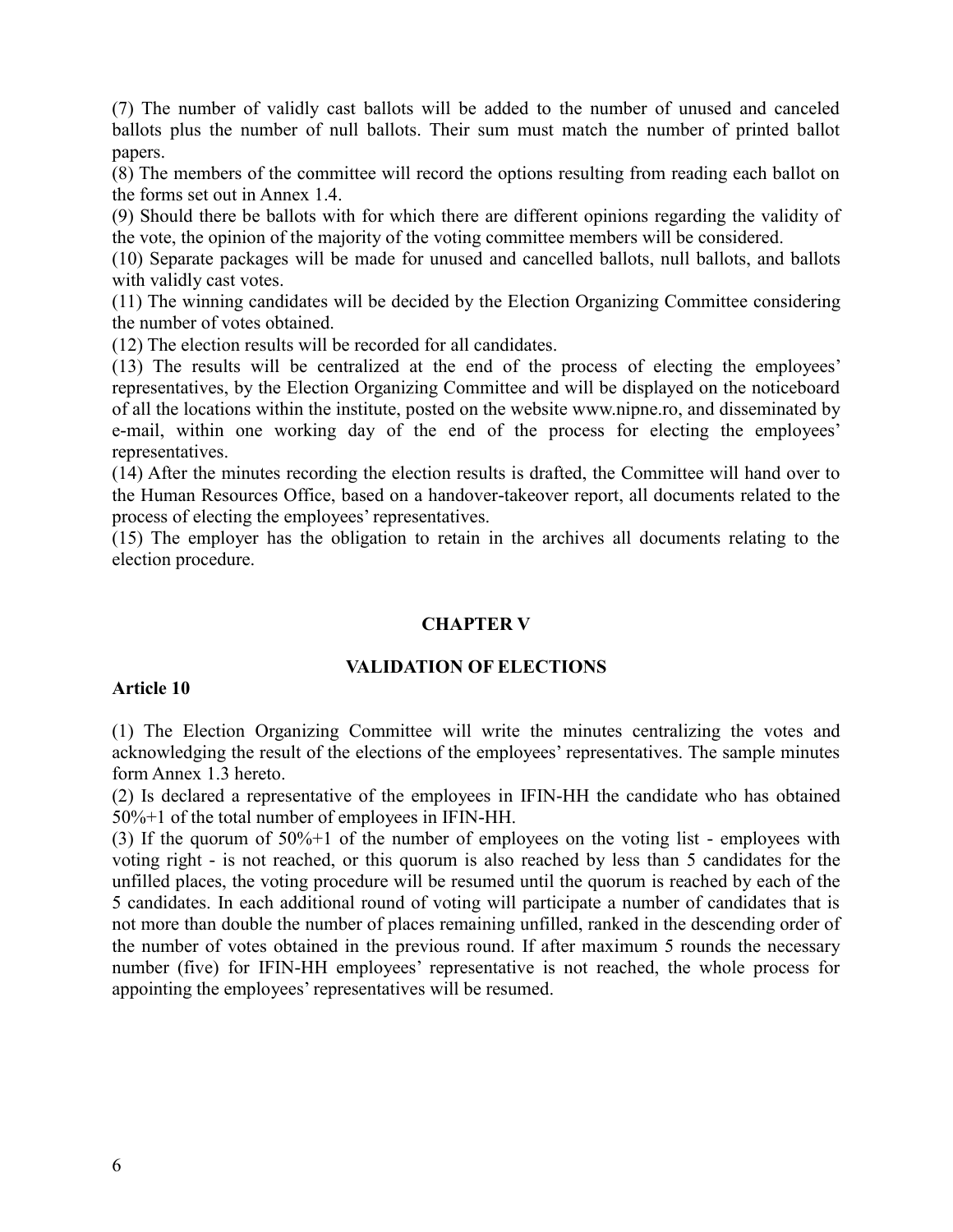(7) The number of validly cast ballots will be added to the number of unused and canceled ballots plus the number of null ballots. Their sum must match the number of printed ballot papers.

(8) The members of the committee will record the options resulting from reading each ballot on the forms set out in Annex 1.4.

(9) Should there be ballots with for which there are different opinions regarding the validity of the vote, the opinion of the majority of the voting committee members will be considered.

(10) Separate packages will be made for unused and cancelled ballots, null ballots, and ballots with validly cast votes.

(11) The winning candidates will be decided by the Election Organizing Committee considering the number of votes obtained.

(12) The election results will be recorded for all candidates.

(13) The results will be centralized at the end of the process of electing the employees' representatives, by the Election Organizing Committee and will be displayed on the noticeboard of all the locations within the institute, posted on the website www.nipne.ro, and disseminated by e-mail, within one working day of the end of the process for electing the employees' representatives.

(14) After the minutes recording the election results is drafted, the Committee will hand over to the Human Resources Office, based on a handover-takeover report, all documents related to the process of electing the employees' representatives.

(15) The employer has the obligation to retain in the archives all documents relating to the election procedure.

## CHAPTER V

## VALIDATION OF ELECTIONS

**Article 10**

(1) The Election Organizing Committee will write the minutes centralizing the votes and acknowledging the result of the elections of the employees' representatives. The sample minutes form Annex 1.3 hereto.

(2) Is declared a representative of the employees in IFIN-HH the candidate who has obtained 50%+1 of the total number of employees in IFIN-HH.

(3) If the quorum of 50%+1 of the number of employees on the voting list - employees with voting right - is not reached, or this quorum is also reached by less than 5 candidates for the unfilled places, the voting procedure will be resumed until the quorum is reached by each of the 5 candidates. In each additional round of voting will participate a number of candidates that is not more than double the number of places remaining unfilled, ranked in the descending order of the number of votes obtained in the previous round. If after maximum 5 rounds the necessary number (five) for IFIN-HH employees' representative is not reached, the whole process for appointing the employees' representatives will be resumed.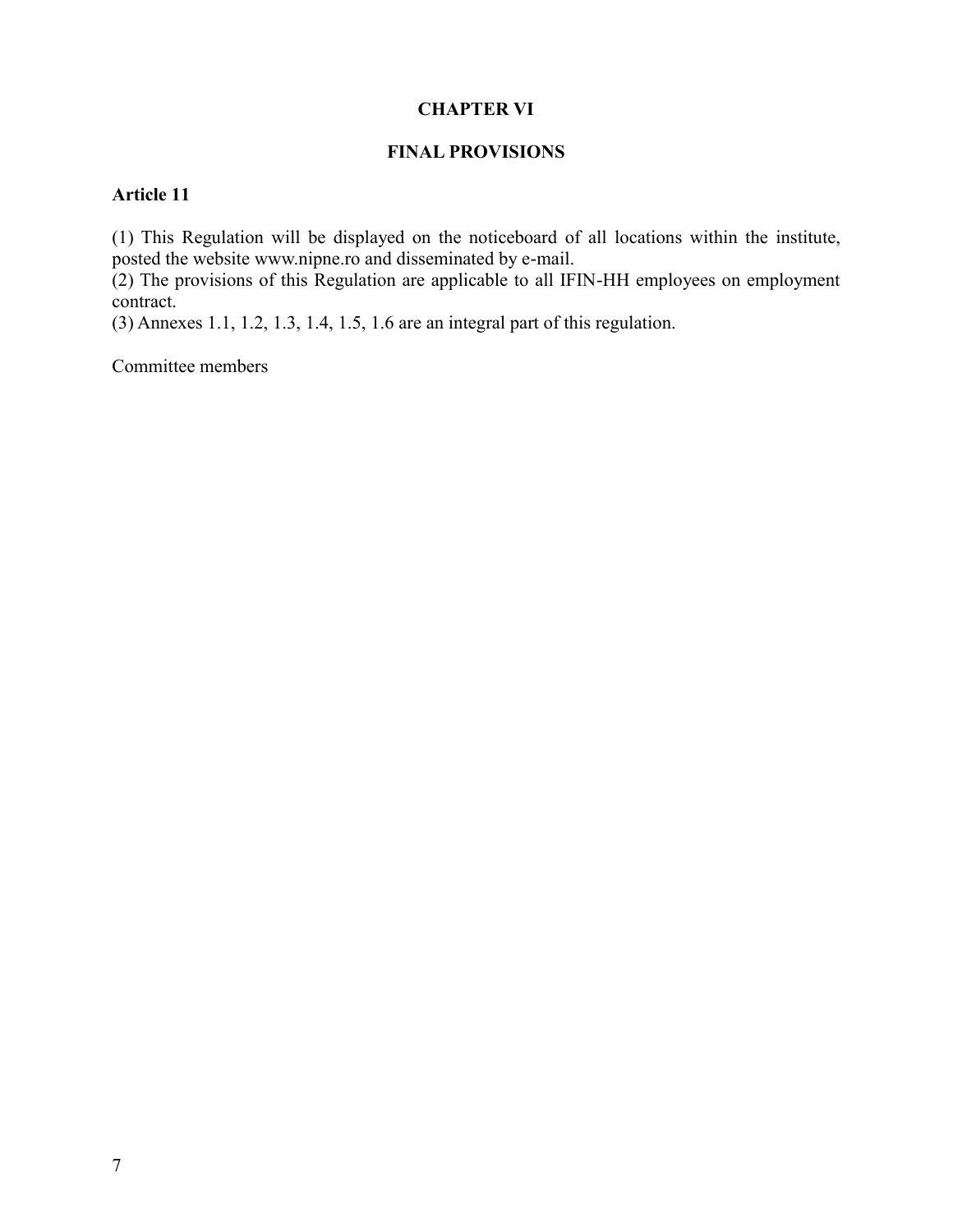## CHAPTER VI

## FINAL PROVISIONS

**Article 11**

(1) This Regulation will be displayed on the noticeboard of all locations within the institute, posted the website www.nipne.ro and disseminated by e-mail.
(2) The provisions of this Regulation are applicable to all IFIN-HH employees on employment contract.
(3) Annexes 1.1, 1.2, 1.3, 1.4, 1.5, 1.6 are an integral part of this regulation.

Committee members